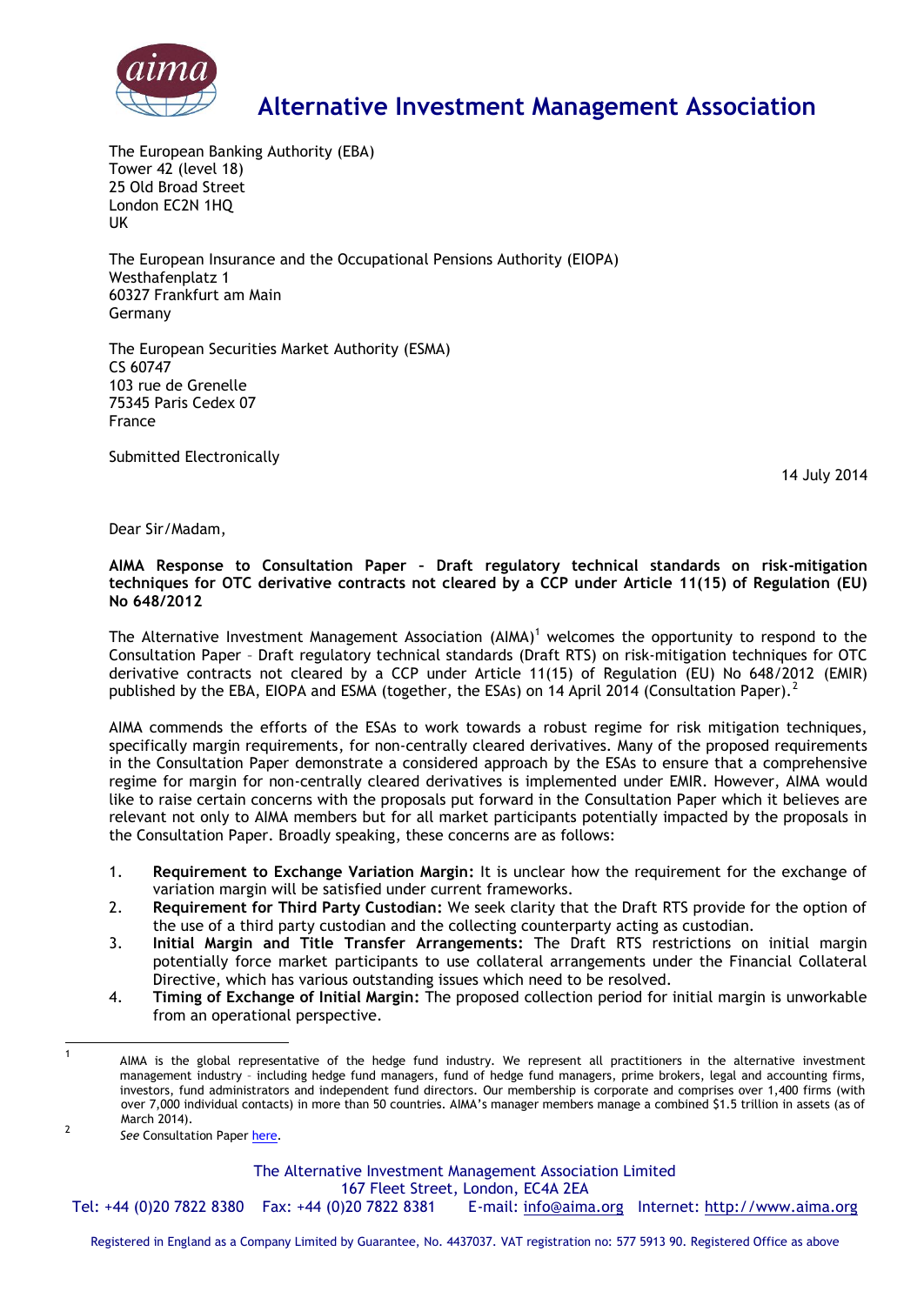# Alternative Investment Management Association

The European Banking Authority (EBA)
Tower 42 (level 18)
25 Old Broad Street
London EC2N 1HQ
UK

The European Insurance and the Occupational Pensions Authority (EIOPA)
Westhafenplatz 1
60327 Frankfurt am Main
Germany

The European Securities Market Authority (ESMA)
CS 60747
103 rue de Grenelle
75345 Paris Cedex 07
France

Submitted Electronically

14 July 2014

Dear Sir/Madam,

**AIMA Response to Consultation Paper – Draft regulatory technical standards on risk-mitigation techniques for OTC derivative contracts not cleared by a CCP under Article 11(15) of Regulation (EU) No 648/2012**

The Alternative Investment Management Association (AIMA)[1] welcomes the opportunity to respond to the Consultation Paper – Draft regulatory technical standards (Draft RTS) on risk-mitigation techniques for OTC derivative contracts not cleared by a CCP under Article 11(15) of Regulation (EU) No 648/2012 (EMIR) published by the EBA, EIOPA and ESMA (together, the ESAs) on 14 April 2014 (Consultation Paper).[2]

AIMA commends the efforts of the ESAs to work towards a robust regime for risk mitigation techniques, specifically margin requirements, for non-centrally cleared derivatives. Many of the proposed requirements in the Consultation Paper demonstrate a considered approach by the ESAs to ensure that a comprehensive regime for margin for non-centrally cleared derivatives is implemented under EMIR. However, AIMA would like to raise certain concerns with the proposals put forward in the Consultation Paper which it believes are relevant not only to AIMA members but for all market participants potentially impacted by the proposals in the Consultation Paper. Broadly speaking, these concerns are as follows:

1. **Requirement to Exchange Variation Margin:** It is unclear how the requirement for the exchange of variation margin will be satisfied under current frameworks.
2. **Requirement for Third Party Custodian:** We seek clarity that the Draft RTS provide for the option of the use of a third party custodian and the collecting counterparty acting as custodian.
3. **Initial Margin and Title Transfer Arrangements:** The Draft RTS restrictions on initial margin potentially force market participants to use collateral arrangements under the Financial Collateral Directive, which has various outstanding issues which need to be resolved.
4. **Timing of Exchange of Initial Margin:** The proposed collection period for initial margin is unworkable from an operational perspective.

[1] AIMA is the global representative of the hedge fund industry. We represent all practitioners in the alternative investment management industry – including hedge fund managers, fund of hedge fund managers, prime brokers, legal and accounting firms, investors, fund administrators and independent fund directors. Our membership is corporate and comprises over 1,400 firms (with over 7,000 individual contacts) in more than 50 countries. AIMA's manager members manage a combined $1.5 trillion in assets (as of March 2014).

[2] *See* Consultation Paper here.

The Alternative Investment Management Association Limited
167 Fleet Street, London, EC4A 2EA
Tel: +44 (0)20 7822 8380 Fax: +44 (0)20 7822 8381 E-mail: info@aima.org Internet: http://www.aima.org

Registered in England as a Company Limited by Guarantee, No. 4437037. VAT registration no: 577 5913 90. Registered Office as above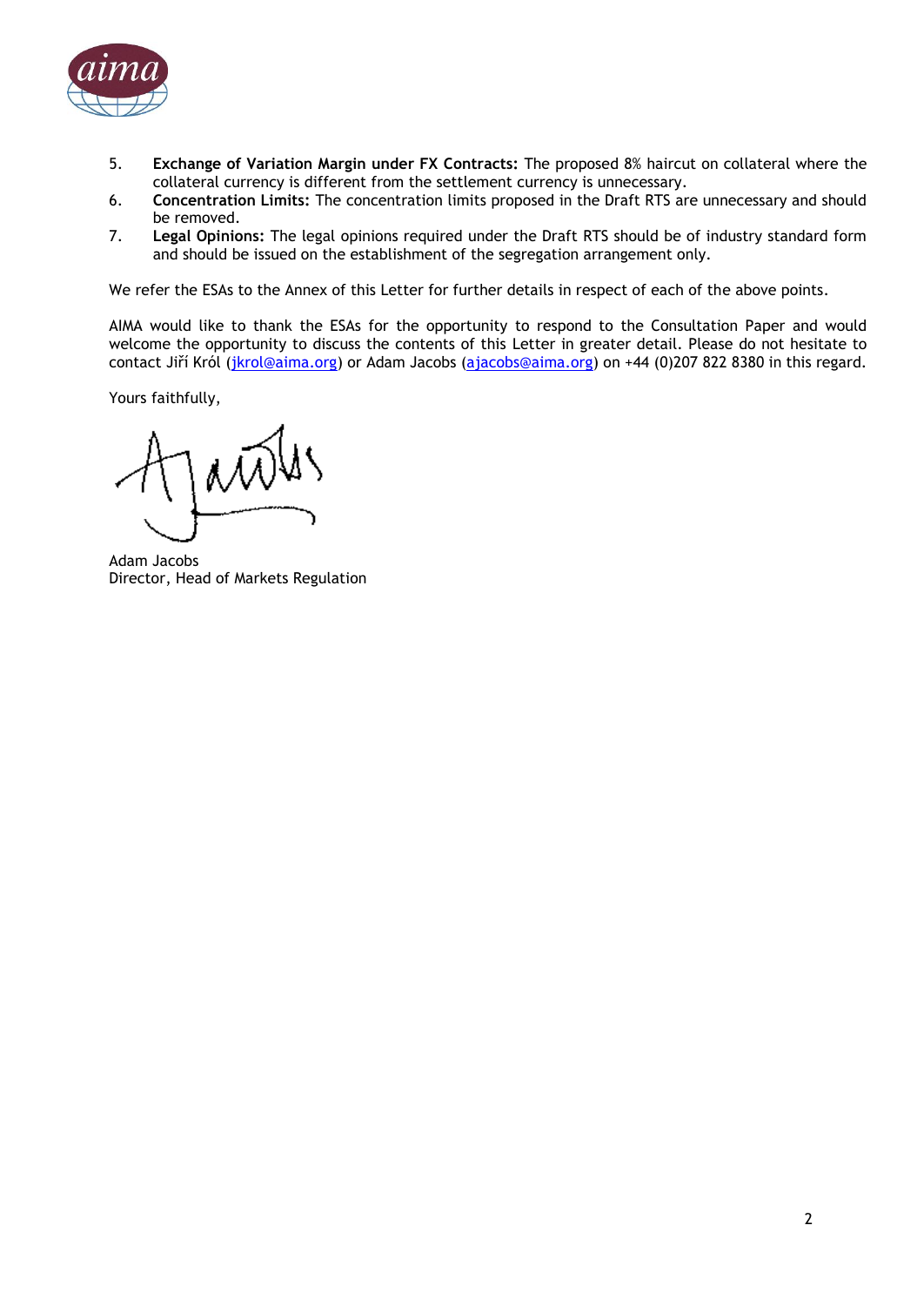5. **Exchange of Variation Margin under FX Contracts:** The proposed 8% haircut on collateral where the collateral currency is different from the settlement currency is unnecessary.
6. **Concentration Limits:** The concentration limits proposed in the Draft RTS are unnecessary and should be removed.
7. **Legal Opinions:** The legal opinions required under the Draft RTS should be of industry standard form and should be issued on the establishment of the segregation arrangement only.

We refer the ESAs to the Annex of this Letter for further details in respect of each of the above points.

AIMA would like to thank the ESAs for the opportunity to respond to the Consultation Paper and would welcome the opportunity to discuss the contents of this Letter in greater detail. Please do not hesitate to contact Jiří Król (jkrol@aima.org) or Adam Jacobs (ajacobs@aima.org) on +44 (0)207 822 8380 in this regard.

Yours faithfully,

Adam Jacobs
Director, Head of Markets Regulation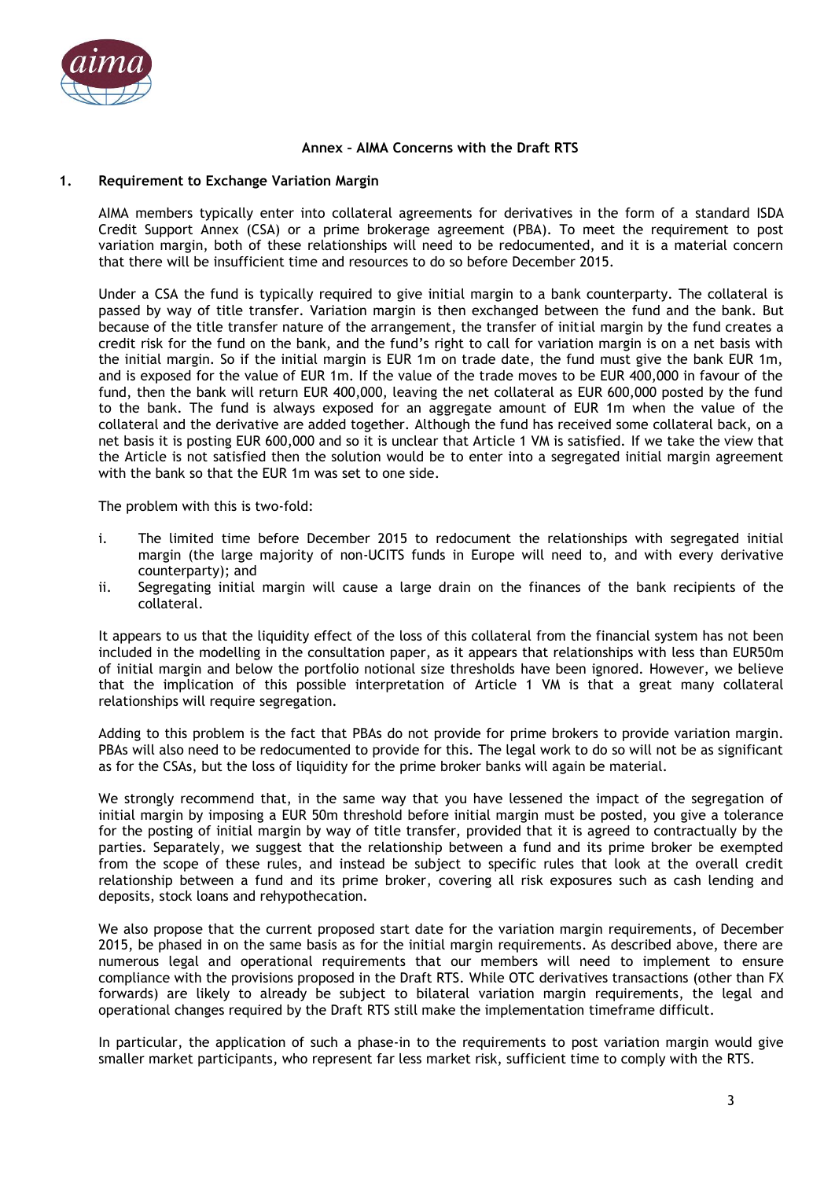## Annex – AIMA Concerns with the Draft RTS

### 1. Requirement to Exchange Variation Margin

AIMA members typically enter into collateral agreements for derivatives in the form of a standard ISDA Credit Support Annex (CSA) or a prime brokerage agreement (PBA). To meet the requirement to post variation margin, both of these relationships will need to be redocumented, and it is a material concern that there will be insufficient time and resources to do so before December 2015.

Under a CSA the fund is typically required to give initial margin to a bank counterparty. The collateral is passed by way of title transfer. Variation margin is then exchanged between the fund and the bank. But because of the title transfer nature of the arrangement, the transfer of initial margin by the fund creates a credit risk for the fund on the bank, and the fund's right to call for variation margin is on a net basis with the initial margin. So if the initial margin is EUR 1m on trade date, the fund must give the bank EUR 1m, and is exposed for the value of EUR 1m. If the value of the trade moves to be EUR 400,000 in favour of the fund, then the bank will return EUR 400,000, leaving the net collateral as EUR 600,000 posted by the fund to the bank. The fund is always exposed for an aggregate amount of EUR 1m when the value of the collateral and the derivative are added together. Although the fund has received some collateral back, on a net basis it is posting EUR 600,000 and so it is unclear that Article 1 VM is satisfied. If we take the view that the Article is not satisfied then the solution would be to enter into a segregated initial margin agreement with the bank so that the EUR 1m was set to one side.

The problem with this is two-fold:

i. The limited time before December 2015 to redocument the relationships with segregated initial margin (the large majority of non-UCITS funds in Europe will need to, and with every derivative counterparty); and
ii. Segregating initial margin will cause a large drain on the finances of the bank recipients of the collateral.

It appears to us that the liquidity effect of the loss of this collateral from the financial system has not been included in the modelling in the consultation paper, as it appears that relationships with less than EUR50m of initial margin and below the portfolio notional size thresholds have been ignored. However, we believe that the implication of this possible interpretation of Article 1 VM is that a great many collateral relationships will require segregation.

Adding to this problem is the fact that PBAs do not provide for prime brokers to provide variation margin. PBAs will also need to be redocumented to provide for this. The legal work to do so will not be as significant as for the CSAs, but the loss of liquidity for the prime broker banks will again be material.

We strongly recommend that, in the same way that you have lessened the impact of the segregation of initial margin by imposing a EUR 50m threshold before initial margin must be posted, you give a tolerance for the posting of initial margin by way of title transfer, provided that it is agreed to contractually by the parties. Separately, we suggest that the relationship between a fund and its prime broker be exempted from the scope of these rules, and instead be subject to specific rules that look at the overall credit relationship between a fund and its prime broker, covering all risk exposures such as cash lending and deposits, stock loans and rehypothecation.

We also propose that the current proposed start date for the variation margin requirements, of December 2015, be phased in on the same basis as for the initial margin requirements. As described above, there are numerous legal and operational requirements that our members will need to implement to ensure compliance with the provisions proposed in the Draft RTS. While OTC derivatives transactions (other than FX forwards) are likely to already be subject to bilateral variation margin requirements, the legal and operational changes required by the Draft RTS still make the implementation timeframe difficult.

In particular, the application of such a phase-in to the requirements to post variation margin would give smaller market participants, who represent far less market risk, sufficient time to comply with the RTS.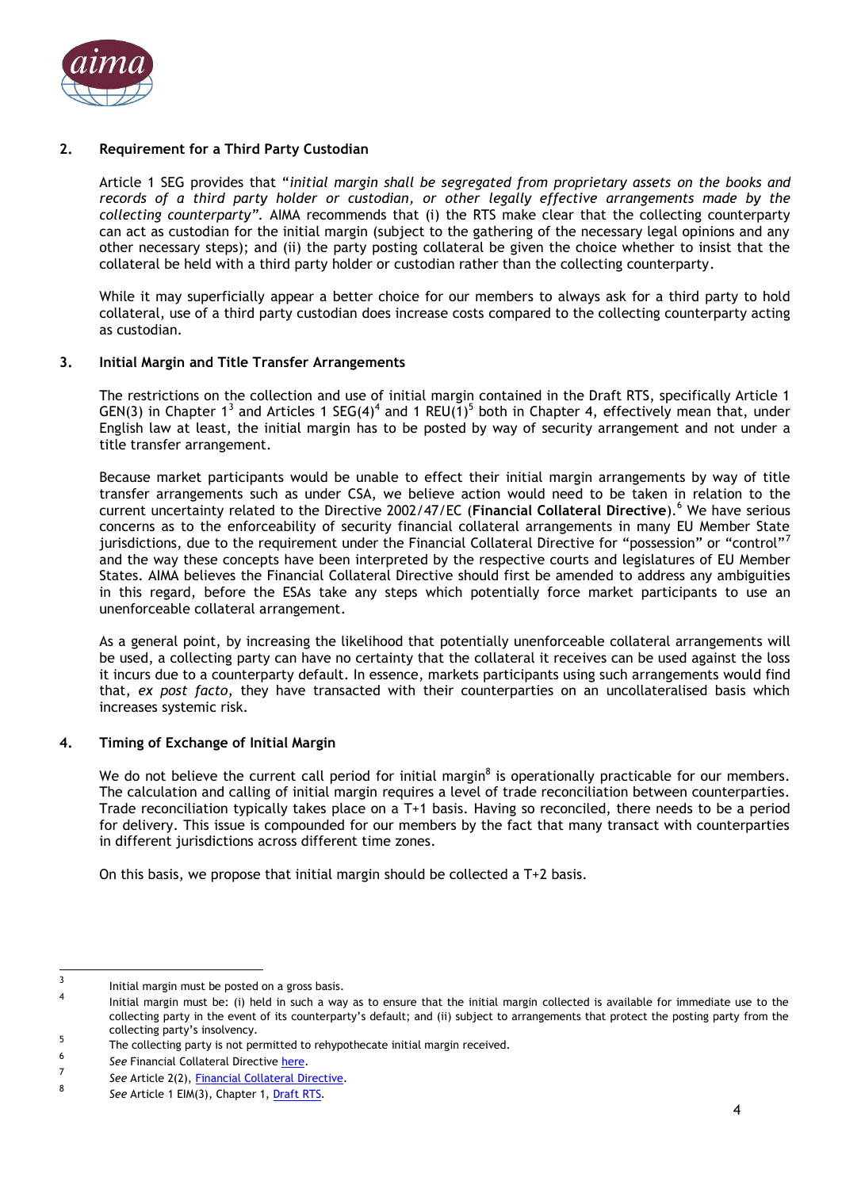## 2. Requirement for a Third Party Custodian

Article 1 SEG provides that "*initial margin shall be segregated from proprietary assets on the books and records of a third party holder or custodian, or other legally effective arrangements made by the collecting counterparty*". AIMA recommends that (i) the RTS make clear that the collecting counterparty can act as custodian for the initial margin (subject to the gathering of the necessary legal opinions and any other necessary steps); and (ii) the party posting collateral be given the choice whether to insist that the collateral be held with a third party holder or custodian rather than the collecting counterparty.

While it may superficially appear a better choice for our members to always ask for a third party to hold collateral, use of a third party custodian does increase costs compared to the collecting counterparty acting as custodian.

## 3. Initial Margin and Title Transfer Arrangements

The restrictions on the collection and use of initial margin contained in the Draft RTS, specifically Article 1 GEN(3) in Chapter 1[3] and Articles 1 SEG(4)[4] and 1 REU(1)[5] both in Chapter 4, effectively mean that, under English law at least, the initial margin has to be posted by way of security arrangement and not under a title transfer arrangement.

Because market participants would be unable to effect their initial margin arrangements by way of title transfer arrangements such as under CSA, we believe action would need to be taken in relation to the current uncertainty related to the Directive 2002/47/EC (**Financial Collateral Directive**).[6] We have serious concerns as to the enforceability of security financial collateral arrangements in many EU Member State jurisdictions, due to the requirement under the Financial Collateral Directive for "possession" or "control"[7] and the way these concepts have been interpreted by the respective courts and legislatures of EU Member States. AIMA believes the Financial Collateral Directive should first be amended to address any ambiguities in this regard, before the ESAs take any steps which potentially force market participants to use an unenforceable collateral arrangement.

As a general point, by increasing the likelihood that potentially unenforceable collateral arrangements will be used, a collecting party can have no certainty that the collateral it receives can be used against the loss it incurs due to a counterparty default. In essence, markets participants using such arrangements would find that, *ex post facto*, they have transacted with their counterparties on an uncollateralised basis which increases systemic risk.

## 4. Timing of Exchange of Initial Margin

We do not believe the current call period for initial margin[8] is operationally practicable for our members. The calculation and calling of initial margin requires a level of trade reconciliation between counterparties. Trade reconciliation typically takes place on a T+1 basis. Having so reconciled, there needs to be a period for delivery. This issue is compounded for our members by the fact that many transact with counterparties in different jurisdictions across different time zones.

On this basis, we propose that initial margin should be collected a T+2 basis.

---

[3] Initial margin must be posted on a gross basis.

[4] Initial margin must be: (i) held in such a way as to ensure that the initial margin collected is available for immediate use to the collecting party in the event of its counterparty's default; and (ii) subject to arrangements that protect the posting party from the collecting party's insolvency.

[5] The collecting party is not permitted to rehypothecate initial margin received.

[6] *See* Financial Collateral Directive here.

[7] *See* Article 2(2), Financial Collateral Directive.

[8] *See* Article 1 EIM(3), Chapter 1, Draft RTS.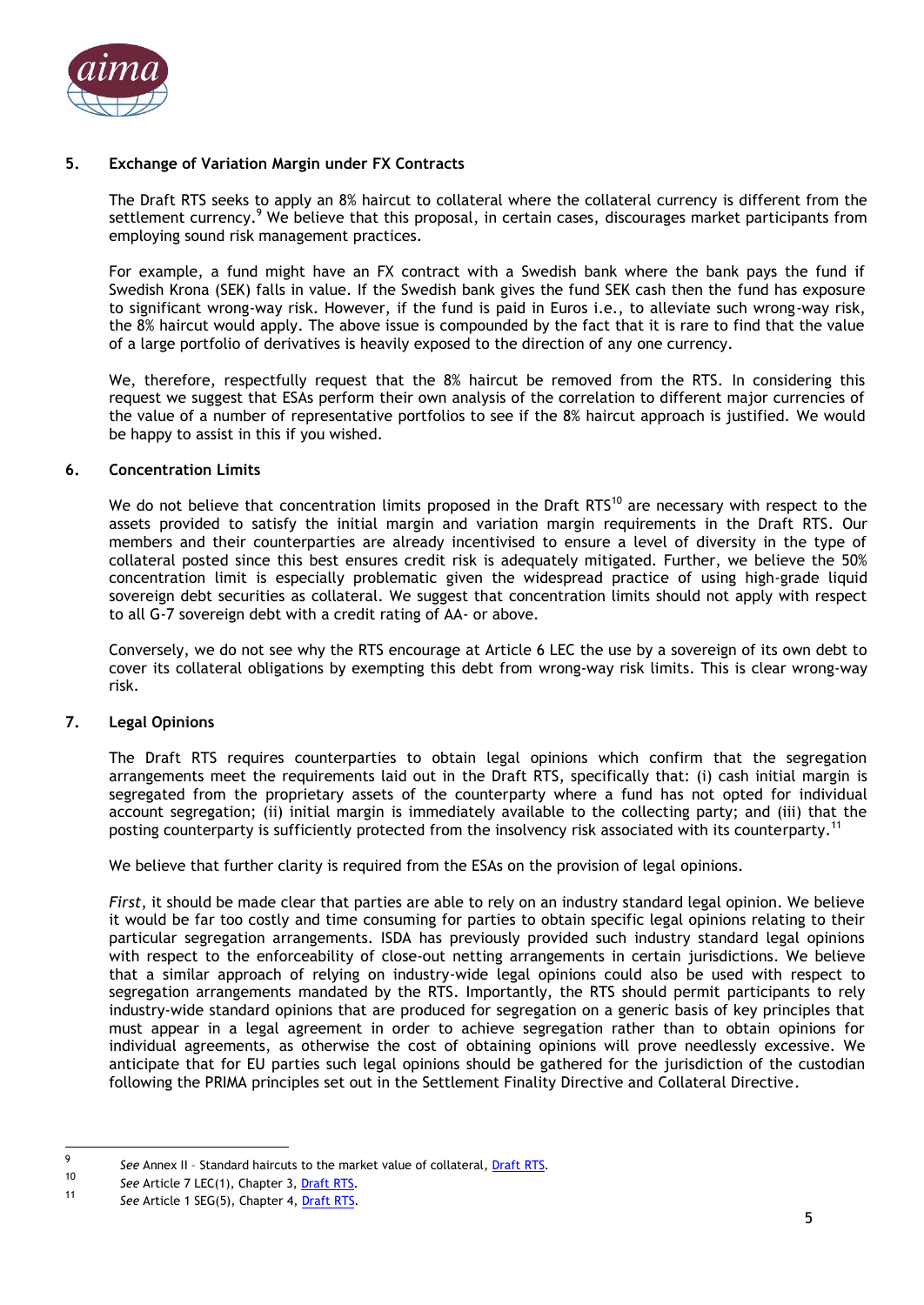## 5. Exchange of Variation Margin under FX Contracts

The Draft RTS seeks to apply an 8% haircut to collateral where the collateral currency is different from the settlement currency.[9] We believe that this proposal, in certain cases, discourages market participants from employing sound risk management practices.

For example, a fund might have an FX contract with a Swedish bank where the bank pays the fund if Swedish Krona (SEK) falls in value. If the Swedish bank gives the fund SEK cash then the fund has exposure to significant wrong-way risk. However, if the fund is paid in Euros i.e., to alleviate such wrong-way risk, the 8% haircut would apply. The above issue is compounded by the fact that it is rare to find that the value of a large portfolio of derivatives is heavily exposed to the direction of any one currency.

We, therefore, respectfully request that the 8% haircut be removed from the RTS. In considering this request we suggest that ESAs perform their own analysis of the correlation to different major currencies of the value of a number of representative portfolios to see if the 8% haircut approach is justified. We would be happy to assist in this if you wished.

## 6. Concentration Limits

We do not believe that concentration limits proposed in the Draft RTS[10] are necessary with respect to the assets provided to satisfy the initial margin and variation margin requirements in the Draft RTS. Our members and their counterparties are already incentivised to ensure a level of diversity in the type of collateral posted since this best ensures credit risk is adequately mitigated. Further, we believe the 50% concentration limit is especially problematic given the widespread practice of using high-grade liquid sovereign debt securities as collateral. We suggest that concentration limits should not apply with respect to all G-7 sovereign debt with a credit rating of AA- or above.

Conversely, we do not see why the RTS encourage at Article 6 LEC the use by a sovereign of its own debt to cover its collateral obligations by exempting this debt from wrong-way risk limits. This is clear wrong-way risk.

## 7. Legal Opinions

The Draft RTS requires counterparties to obtain legal opinions which confirm that the segregation arrangements meet the requirements laid out in the Draft RTS, specifically that: (i) cash initial margin is segregated from the proprietary assets of the counterparty where a fund has not opted for individual account segregation; (ii) initial margin is immediately available to the collecting party; and (iii) that the posting counterparty is sufficiently protected from the insolvency risk associated with its counterparty.[11]

We believe that further clarity is required from the ESAs on the provision of legal opinions.

*First*, it should be made clear that parties are able to rely on an industry standard legal opinion. We believe it would be far too costly and time consuming for parties to obtain specific legal opinions relating to their particular segregation arrangements. ISDA has previously provided such industry standard legal opinions with respect to the enforceability of close-out netting arrangements in certain jurisdictions. We believe that a similar approach of relying on industry-wide legal opinions could also be used with respect to segregation arrangements mandated by the RTS. Importantly, the RTS should permit participants to rely industry-wide standard opinions that are produced for segregation on a generic basis of key principles that must appear in a legal agreement in order to achieve segregation rather than to obtain opinions for individual agreements, as otherwise the cost of obtaining opinions will prove needlessly excessive. We anticipate that for EU parties such legal opinions should be gathered for the jurisdiction of the custodian following the PRIMA principles set out in the Settlement Finality Directive and Collateral Directive.

---

[9] *See* Annex II – Standard haircuts to the market value of collateral, Draft RTS.

[10] *See* Article 7 LEC(1), Chapter 3, Draft RTS.

[11] *See* Article 1 SEG(5), Chapter 4, Draft RTS.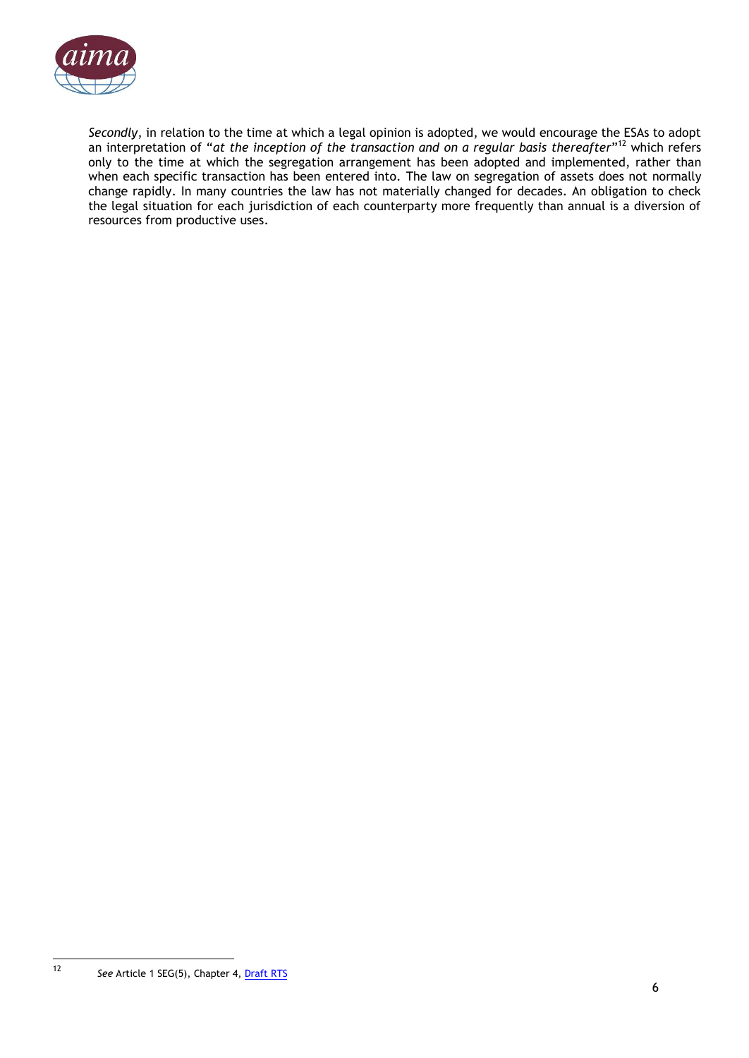*Secondly*, in relation to the time at which a legal opinion is adopted, we would encourage the ESAs to adopt an interpretation of "*at the inception of the transaction and on a regular basis thereafter*"[12] which refers only to the time at which the segregation arrangement has been adopted and implemented, rather than when each specific transaction has been entered into. The law on segregation of assets does not normally change rapidly. In many countries the law has not materially changed for decades. An obligation to check the legal situation for each jurisdiction of each counterparty more frequently than annual is a diversion of resources from productive uses.

---

[12] *See* Article 1 SEG(5), Chapter 4, Draft RTS